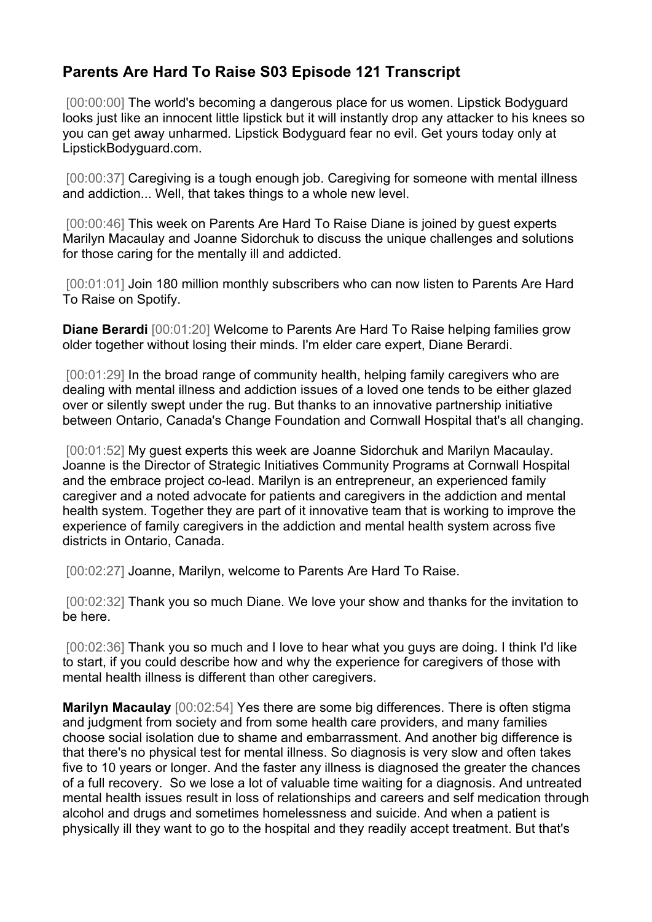# Parents Are Hard To Raise S03 Episode 121 Transcript

[00:00:00] The world's becoming a dangerous place for us women. Lipstick Bodyguard looks just like an innocent little lipstick but it will instantly drop any attacker to his knees so you can get away unharmed. Lipstick Bodyguard fear no evil. Get yours today only at LipstickBodyguard.com.

[00:00:37] Caregiving is a tough enough job. Caregiving for someone with mental illness and addiction... Well, that takes things to a whole new level.

[00:00:46] This week on Parents Are Hard To Raise Diane is joined by guest experts Marilyn Macaulay and Joanne Sidorchuk to discuss the unique challenges and solutions for those caring for the mentally ill and addicted.

[00:01:01] Join 180 million monthly subscribers who can now listen to Parents Are Hard To Raise on Spotify.

**Diane Berardi** [00:01:20] Welcome to Parents Are Hard To Raise helping families grow older together without losing their minds. I'm elder care expert, Diane Berardi.

[00:01:29] In the broad range of community health, helping family caregivers who are dealing with mental illness and addiction issues of a loved one tends to be either glazed over or silently swept under the rug. But thanks to an innovative partnership initiative between Ontario, Canada's Change Foundation and Cornwall Hospital that's all changing.

[00:01:52] My guest experts this week are Joanne Sidorchuk and Marilyn Macaulay. Joanne is the Director of Strategic Initiatives Community Programs at Cornwall Hospital and the embrace project co-lead. Marilyn is an entrepreneur, an experienced family caregiver and a noted advocate for patients and caregivers in the addiction and mental health system. Together they are part of it innovative team that is working to improve the experience of family caregivers in the addiction and mental health system across five districts in Ontario, Canada.

[00:02:27] Joanne, Marilyn, welcome to Parents Are Hard To Raise.

[00:02:32] Thank you so much Diane. We love your show and thanks for the invitation to be here.

[00:02:36] Thank you so much and I love to hear what you guys are doing. I think I'd like to start, if you could describe how and why the experience for caregivers of those with mental health illness is different than other caregivers.

**Marilyn Macaulay** [00:02:54] Yes there are some big differences. There is often stigma and judgment from society and from some health care providers, and many families choose social isolation due to shame and embarrassment. And another big difference is that there's no physical test for mental illness. So diagnosis is very slow and often takes five to 10 years or longer. And the faster any illness is diagnosed the greater the chances of a full recovery. So we lose a lot of valuable time waiting for a diagnosis. And untreated mental health issues result in loss of relationships and careers and self medication through alcohol and drugs and sometimes homelessness and suicide. And when a patient is physically ill they want to go to the hospital and they readily accept treatment. But that's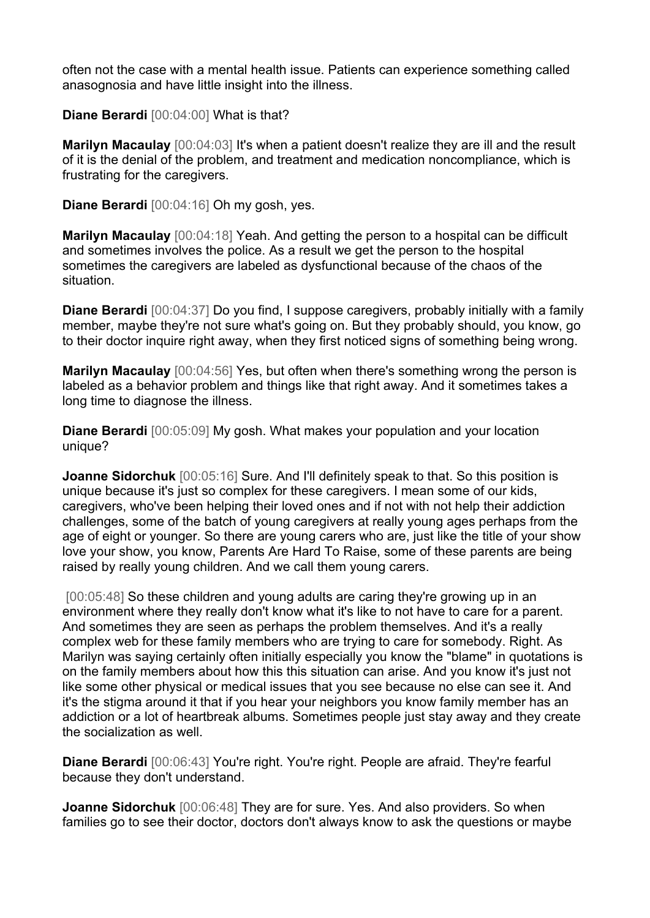often not the case with a mental health issue. Patients can experience something called anasognosia and have little insight into the illness.

**Diane Berardi** [00:04:00] What is that?

**Marilyn Macaulay** [00:04:03] It's when a patient doesn't realize they are ill and the result of it is the denial of the problem, and treatment and medication noncompliance, which is frustrating for the caregivers.

**Diane Berardi** [00:04:16] Oh my gosh, yes.

**Marilyn Macaulay** [00:04:18] Yeah. And getting the person to a hospital can be difficult and sometimes involves the police. As a result we get the person to the hospital sometimes the caregivers are labeled as dysfunctional because of the chaos of the situation.

**Diane Berardi** [00:04:37] Do you find, I suppose caregivers, probably initially with a family member, maybe they're not sure what's going on. But they probably should, you know, go to their doctor inquire right away, when they first noticed signs of something being wrong.

**Marilyn Macaulay** [00:04:56] Yes, but often when there's something wrong the person is labeled as a behavior problem and things like that right away. And it sometimes takes a long time to diagnose the illness.

**Diane Berardi** [00:05:09] My gosh. What makes your population and your location unique?

**Joanne Sidorchuk** [00:05:16] Sure. And I'll definitely speak to that. So this position is unique because it's just so complex for these caregivers. I mean some of our kids, caregivers, who've been helping their loved ones and if not with not help their addiction challenges, some of the batch of young caregivers at really young ages perhaps from the age of eight or younger. So there are young carers who are, just like the title of your show love your show, you know, Parents Are Hard To Raise, some of these parents are being raised by really young children. And we call them young carers.

[00:05:48] So these children and young adults are caring they're growing up in an environment where they really don't know what it's like to not have to care for a parent. And sometimes they are seen as perhaps the problem themselves. And it's a really complex web for these family members who are trying to care for somebody. Right. As Marilyn was saying certainly often initially especially you know the "blame" in quotations is on the family members about how this this situation can arise. And you know it's just not like some other physical or medical issues that you see because no else can see it. And it's the stigma around it that if you hear your neighbors you know family member has an addiction or a lot of heartbreak albums. Sometimes people just stay away and they create the socialization as well.

**Diane Berardi** [00:06:43] You're right. You're right. People are afraid. They're fearful because they don't understand.

**Joanne Sidorchuk** [00:06:48] They are for sure. Yes. And also providers. So when families go to see their doctor, doctors don't always know to ask the questions or maybe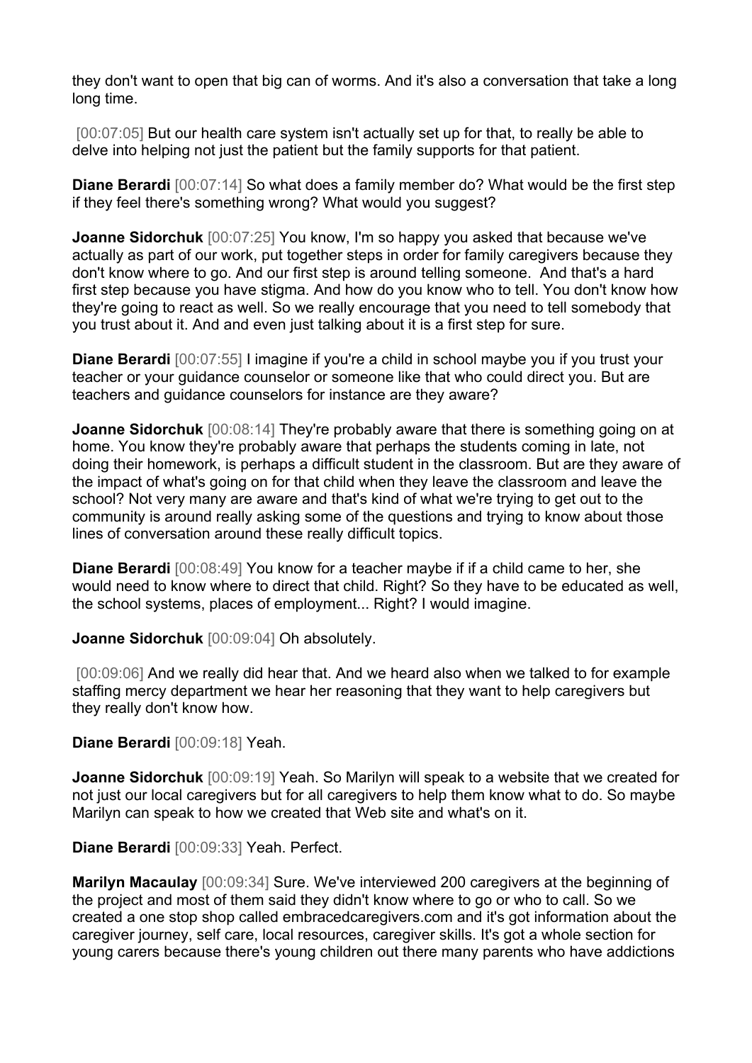they don't want to open that big can of worms. And it's also a conversation that take a long long time.

[00:07:05] But our health care system isn't actually set up for that, to really be able to delve into helping not just the patient but the family supports for that patient.

**Diane Berardi** [00:07:14] So what does a family member do? What would be the first step if they feel there's something wrong? What would you suggest?

**Joanne Sidorchuk** [00:07:25] You know, I'm so happy you asked that because we've actually as part of our work, put together steps in order for family caregivers because they don't know where to go. And our first step is around telling someone. And that's a hard first step because you have stigma. And how do you know who to tell. You don't know how they're going to react as well. So we really encourage that you need to tell somebody that you trust about it. And and even just talking about it is a first step for sure.

**Diane Berardi** [00:07:55] I imagine if you're a child in school maybe you if you trust your teacher or your guidance counselor or someone like that who could direct you. But are teachers and guidance counselors for instance are they aware?

**Joanne Sidorchuk** [00:08:14] They're probably aware that there is something going on at home. You know they're probably aware that perhaps the students coming in late, not doing their homework, is perhaps a difficult student in the classroom. But are they aware of the impact of what's going on for that child when they leave the classroom and leave the school? Not very many are aware and that's kind of what we're trying to get out to the community is around really asking some of the questions and trying to know about those lines of conversation around these really difficult topics.

**Diane Berardi** [00:08:49] You know for a teacher maybe if if a child came to her, she would need to know where to direct that child. Right? So they have to be educated as well, the school systems, places of employment... Right? I would imagine.

**Joanne Sidorchuk** [00:09:04] Oh absolutely.

[00:09:06] And we really did hear that. And we heard also when we talked to for example staffing mercy department we hear her reasoning that they want to help caregivers but they really don't know how.

**Diane Berardi** [00:09:18] Yeah.

**Joanne Sidorchuk** [00:09:19] Yeah. So Marilyn will speak to a website that we created for not just our local caregivers but for all caregivers to help them know what to do. So maybe Marilyn can speak to how we created that Web site and what's on it.

**Diane Berardi** [00:09:33] Yeah. Perfect.

**Marilyn Macaulay** [00:09:34] Sure. We've interviewed 200 caregivers at the beginning of the project and most of them said they didn't know where to go or who to call. So we created a one stop shop called embracedcaregivers.com and it's got information about the caregiver journey, self care, local resources, caregiver skills. It's got a whole section for young carers because there's young children out there many parents who have addictions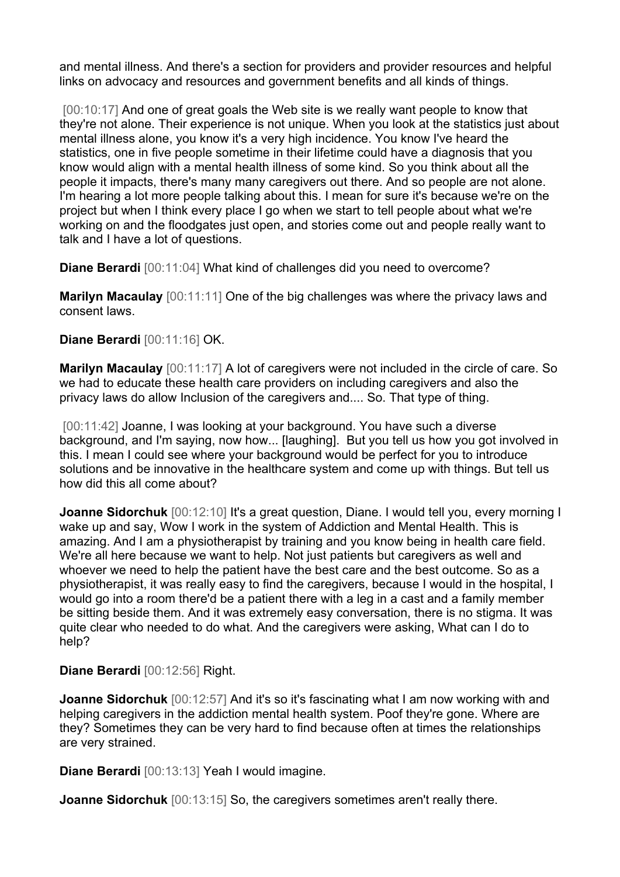and mental illness. And there's a section for providers and provider resources and helpful links on advocacy and resources and government benefits and all kinds of things.

[00:10:17] And one of great goals the Web site is we really want people to know that they're not alone. Their experience is not unique. When you look at the statistics just about mental illness alone, you know it's a very high incidence. You know I've heard the statistics, one in five people sometime in their lifetime could have a diagnosis that you know would align with a mental health illness of some kind. So you think about all the people it impacts, there's many many caregivers out there. And so people are not alone. I'm hearing a lot more people talking about this. I mean for sure it's because we're on the project but when I think every place I go when we start to tell people about what we're working on and the floodgates just open, and stories come out and people really want to talk and I have a lot of questions.

**Diane Berardi** [00:11:04] What kind of challenges did you need to overcome?

**Marilyn Macaulay** [00:11:11] One of the big challenges was where the privacy laws and consent laws.

**Diane Berardi** [00:11:16] OK.

**Marilyn Macaulay** [00:11:17] A lot of caregivers were not included in the circle of care. So we had to educate these health care providers on including caregivers and also the privacy laws do allow Inclusion of the caregivers and.... So. That type of thing.

[00:11:42] Joanne, I was looking at your background. You have such a diverse background, and I'm saying, now how... [laughing]. But you tell us how you got involved in this. I mean I could see where your background would be perfect for you to introduce solutions and be innovative in the healthcare system and come up with things. But tell us how did this all come about?

**Joanne Sidorchuk** [00:12:10] It's a great question, Diane. I would tell you, every morning I wake up and say, Wow I work in the system of Addiction and Mental Health. This is amazing. And I am a physiotherapist by training and you know being in health care field. We're all here because we want to help. Not just patients but caregivers as well and whoever we need to help the patient have the best care and the best outcome. So as a physiotherapist, it was really easy to find the caregivers, because I would in the hospital, I would go into a room there'd be a patient there with a leg in a cast and a family member be sitting beside them. And it was extremely easy conversation, there is no stigma. It was quite clear who needed to do what. And the caregivers were asking, What can I do to help?

**Diane Berardi** [00:12:56] Right.

**Joanne Sidorchuk** [00:12:57] And it's so it's fascinating what I am now working with and helping caregivers in the addiction mental health system. Poof they're gone. Where are they? Sometimes they can be very hard to find because often at times the relationships are very strained.

**Diane Berardi** [00:13:13] Yeah I would imagine.

**Joanne Sidorchuk** [00:13:15] So, the caregivers sometimes aren't really there.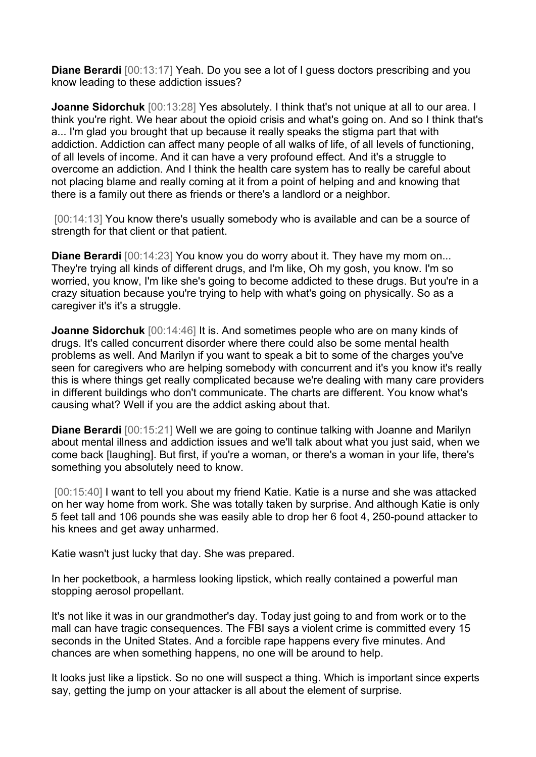**Diane Berardi** [00:13:17] Yeah. Do you see a lot of I guess doctors prescribing and you know leading to these addiction issues?

**Joanne Sidorchuk** [00:13:28] Yes absolutely. I think that's not unique at all to our area. I think you're right. We hear about the opioid crisis and what's going on. And so I think that's a... I'm glad you brought that up because it really speaks the stigma part that with addiction. Addiction can affect many people of all walks of life, of all levels of functioning, of all levels of income. And it can have a very profound effect. And it's a struggle to overcome an addiction. And I think the health care system has to really be careful about not placing blame and really coming at it from a point of helping and and knowing that there is a family out there as friends or there's a landlord or a neighbor.

[00:14:13] You know there's usually somebody who is available and can be a source of strength for that client or that patient.

**Diane Berardi** [00:14:23] You know you do worry about it. They have my mom on... They're trying all kinds of different drugs, and I'm like, Oh my gosh, you know. I'm so worried, you know, I'm like she's going to become addicted to these drugs. But you're in a crazy situation because you're trying to help with what's going on physically. So as a caregiver it's it's a struggle.

**Joanne Sidorchuk** [00:14:46] It is. And sometimes people who are on many kinds of drugs. It's called concurrent disorder where there could also be some mental health problems as well. And Marilyn if you want to speak a bit to some of the charges you've seen for caregivers who are helping somebody with concurrent and it's you know it's really this is where things get really complicated because we're dealing with many care providers in different buildings who don't communicate. The charts are different. You know what's causing what? Well if you are the addict asking about that.

**Diane Berardi** [00:15:21] Well we are going to continue talking with Joanne and Marilyn about mental illness and addiction issues and we'll talk about what you just said, when we come back [laughing]. But first, if you're a woman, or there's a woman in your life, there's something you absolutely need to know.

[00:15:40] I want to tell you about my friend Katie. Katie is a nurse and she was attacked on her way home from work. She was totally taken by surprise. And although Katie is only 5 feet tall and 106 pounds she was easily able to drop her 6 foot 4, 250-pound attacker to his knees and get away unharmed.

Katie wasn't just lucky that day. She was prepared.

In her pocketbook, a harmless looking lipstick, which really contained a powerful man stopping aerosol propellant.

It's not like it was in our grandmother's day. Today just going to and from work or to the mall can have tragic consequences. The FBI says a violent crime is committed every 15 seconds in the United States. And a forcible rape happens every five minutes. And chances are when something happens, no one will be around to help.

It looks just like a lipstick. So no one will suspect a thing. Which is important since experts say, getting the jump on your attacker is all about the element of surprise.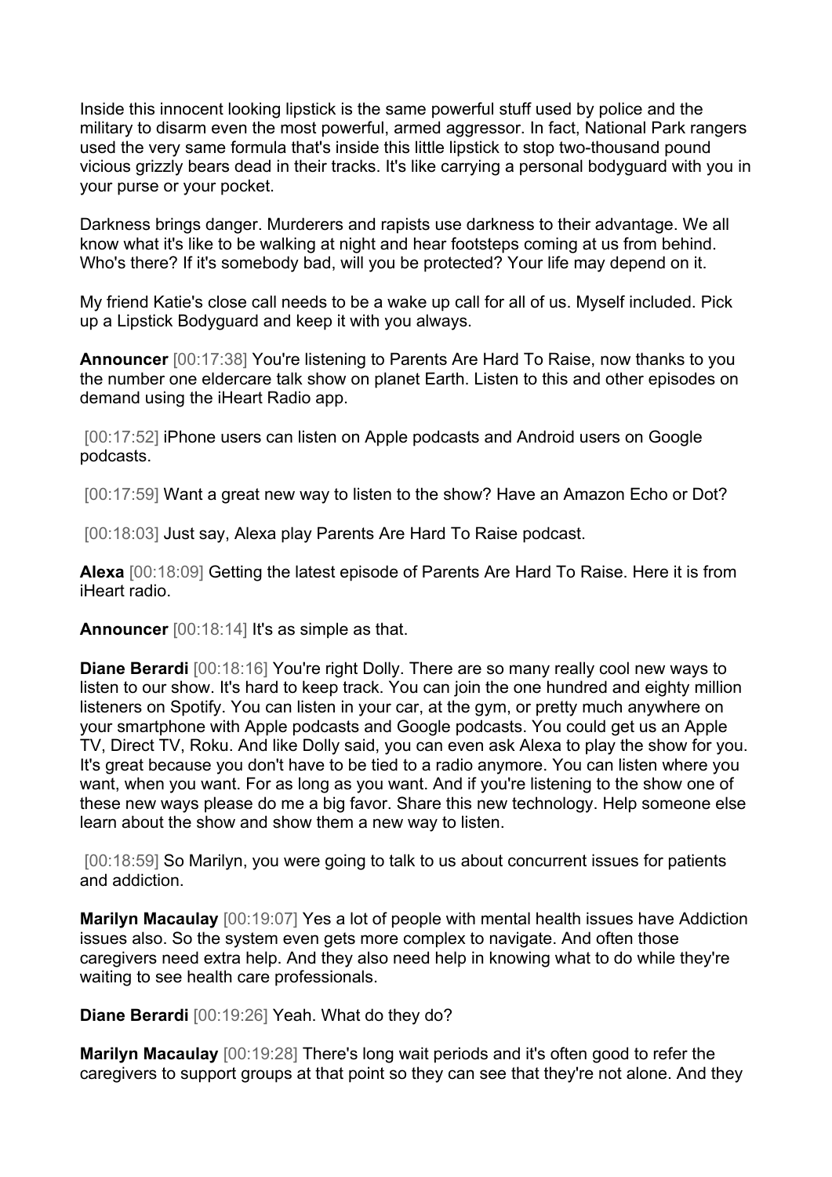Inside this innocent looking lipstick is the same powerful stuff used by police and the military to disarm even the most powerful, armed aggressor. In fact, National Park rangers used the very same formula that's inside this little lipstick to stop two-thousand pound vicious grizzly bears dead in their tracks. It's like carrying a personal bodyguard with you in your purse or your pocket.

Darkness brings danger. Murderers and rapists use darkness to their advantage. We all know what it's like to be walking at night and hear footsteps coming at us from behind. Who's there? If it's somebody bad, will you be protected? Your life may depend on it.

My friend Katie's close call needs to be a wake up call for all of us. Myself included. Pick up a Lipstick Bodyguard and keep it with you always.

**Announcer** [00:17:38] You're listening to Parents Are Hard To Raise, now thanks to you the number one eldercare talk show on planet Earth. Listen to this and other episodes on demand using the iHeart Radio app.

[00:17:52] iPhone users can listen on Apple podcasts and Android users on Google podcasts.

[00:17:59] Want a great new way to listen to the show? Have an Amazon Echo or Dot?

[00:18:03] Just say, Alexa play Parents Are Hard To Raise podcast.

**Alexa** [00:18:09] Getting the latest episode of Parents Are Hard To Raise. Here it is from iHeart radio.

**Announcer** [00:18:14] It's as simple as that.

**Diane Berardi** [00:18:16] You're right Dolly. There are so many really cool new ways to listen to our show. It's hard to keep track. You can join the one hundred and eighty million listeners on Spotify. You can listen in your car, at the gym, or pretty much anywhere on your smartphone with Apple podcasts and Google podcasts. You could get us an Apple TV, Direct TV, Roku. And like Dolly said, you can even ask Alexa to play the show for you. It's great because you don't have to be tied to a radio anymore. You can listen where you want, when you want. For as long as you want. And if you're listening to the show one of these new ways please do me a big favor. Share this new technology. Help someone else learn about the show and show them a new way to listen.

[00:18:59] So Marilyn, you were going to talk to us about concurrent issues for patients and addiction.

**Marilyn Macaulay** [00:19:07] Yes a lot of people with mental health issues have Addiction issues also. So the system even gets more complex to navigate. And often those caregivers need extra help. And they also need help in knowing what to do while they're waiting to see health care professionals.

**Diane Berardi** [00:19:26] Yeah. What do they do?

**Marilyn Macaulay** [00:19:28] There's long wait periods and it's often good to refer the caregivers to support groups at that point so they can see that they're not alone. And they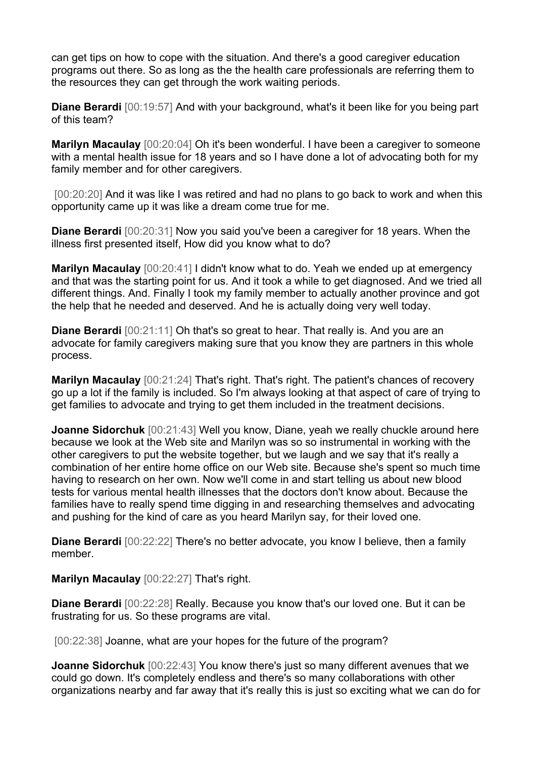can get tips on how to cope with the situation. And there's a good caregiver education programs out there. So as long as the the health care professionals are referring them to the resources they can get through the work waiting periods.

**Diane Berardi** [00:19:57] And with your background, what's it been like for you being part of this team?

**Marilyn Macaulay** [00:20:04] Oh it's been wonderful. I have been a caregiver to someone with a mental health issue for 18 years and so I have done a lot of advocating both for my family member and for other caregivers.

[00:20:20] And it was like I was retired and had no plans to go back to work and when this opportunity came up it was like a dream come true for me.

**Diane Berardi** [00:20:31] Now you said you've been a caregiver for 18 years. When the illness first presented itself, How did you know what to do?

**Marilyn Macaulay** [00:20:41] I didn't know what to do. Yeah we ended up at emergency and that was the starting point for us. And it took a while to get diagnosed. And we tried all different things. And. Finally I took my family member to actually another province and got the help that he needed and deserved. And he is actually doing very well today.

**Diane Berardi** [00:21:11] Oh that's so great to hear. That really is. And you are an advocate for family caregivers making sure that you know they are partners in this whole process.

**Marilyn Macaulay** [00:21:24] That's right. That's right. The patient's chances of recovery go up a lot if the family is included. So I'm always looking at that aspect of care of trying to get families to advocate and trying to get them included in the treatment decisions.

**Joanne Sidorchuk** [00:21:43] Well you know, Diane, yeah we really chuckle around here because we look at the Web site and Marilyn was so so instrumental in working with the other caregivers to put the website together, but we laugh and we say that it's really a combination of her entire home office on our Web site. Because she's spent so much time having to research on her own. Now we'll come in and start telling us about new blood tests for various mental health illnesses that the doctors don't know about. Because the families have to really spend time digging in and researching themselves and advocating and pushing for the kind of care as you heard Marilyn say, for their loved one.

**Diane Berardi** [00:22:22] There's no better advocate, you know I believe, then a family member.

**Marilyn Macaulay** [00:22:27] That's right.

**Diane Berardi** [00:22:28] Really. Because you know that's our loved one. But it can be frustrating for us. So these programs are vital.

[00:22:38] Joanne, what are your hopes for the future of the program?

**Joanne Sidorchuk** [00:22:43] You know there's just so many different avenues that we could go down. It's completely endless and there's so many collaborations with other organizations nearby and far away that it's really this is just so exciting what we can do for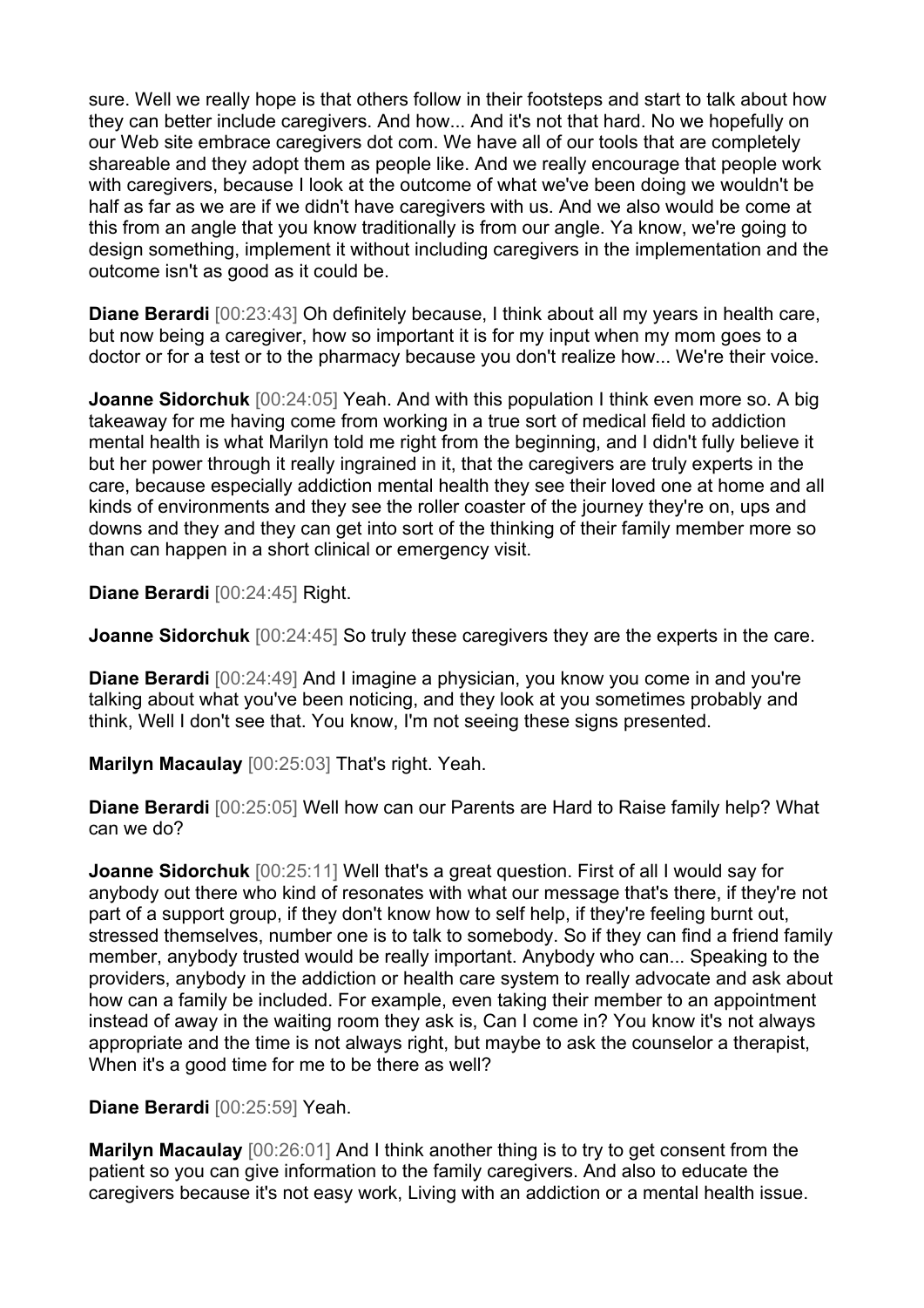sure. Well we really hope is that others follow in their footsteps and start to talk about how they can better include caregivers. And how... And it's not that hard. No we hopefully on our Web site embrace caregivers dot com. We have all of our tools that are completely shareable and they adopt them as people like. And we really encourage that people work with caregivers, because I look at the outcome of what we've been doing we wouldn't be half as far as we are if we didn't have caregivers with us. And we also would be come at this from an angle that you know traditionally is from our angle. Ya know, we're going to design something, implement it without including caregivers in the implementation and the outcome isn't as good as it could be.

**Diane Berardi** [00:23:43] Oh definitely because, I think about all my years in health care, but now being a caregiver, how so important it is for my input when my mom goes to a doctor or for a test or to the pharmacy because you don't realize how... We're their voice.

**Joanne Sidorchuk** [00:24:05] Yeah. And with this population I think even more so. A big takeaway for me having come from working in a true sort of medical field to addiction mental health is what Marilyn told me right from the beginning, and I didn't fully believe it but her power through it really ingrained in it, that the caregivers are truly experts in the care, because especially addiction mental health they see their loved one at home and all kinds of environments and they see the roller coaster of the journey they're on, ups and downs and they and they can get into sort of the thinking of their family member more so than can happen in a short clinical or emergency visit.

**Diane Berardi** [00:24:45] Right.

**Joanne Sidorchuk** [00:24:45] So truly these caregivers they are the experts in the care.

**Diane Berardi** [00:24:49] And I imagine a physician, you know you come in and you're talking about what you've been noticing, and they look at you sometimes probably and think, Well I don't see that. You know, I'm not seeing these signs presented.

**Marilyn Macaulay** [00:25:03] That's right. Yeah.

**Diane Berardi** [00:25:05] Well how can our Parents are Hard to Raise family help? What can we do?

**Joanne Sidorchuk** [00:25:11] Well that's a great question. First of all I would say for anybody out there who kind of resonates with what our message that's there, if they're not part of a support group, if they don't know how to self help, if they're feeling burnt out, stressed themselves, number one is to talk to somebody. So if they can find a friend family member, anybody trusted would be really important. Anybody who can... Speaking to the providers, anybody in the addiction or health care system to really advocate and ask about how can a family be included. For example, even taking their member to an appointment instead of away in the waiting room they ask is, Can I come in? You know it's not always appropriate and the time is not always right, but maybe to ask the counselor a therapist, When it's a good time for me to be there as well?

**Diane Berardi** [00:25:59] Yeah.

**Marilyn Macaulay** [00:26:01] And I think another thing is to try to get consent from the patient so you can give information to the family caregivers. And also to educate the caregivers because it's not easy work, Living with an addiction or a mental health issue.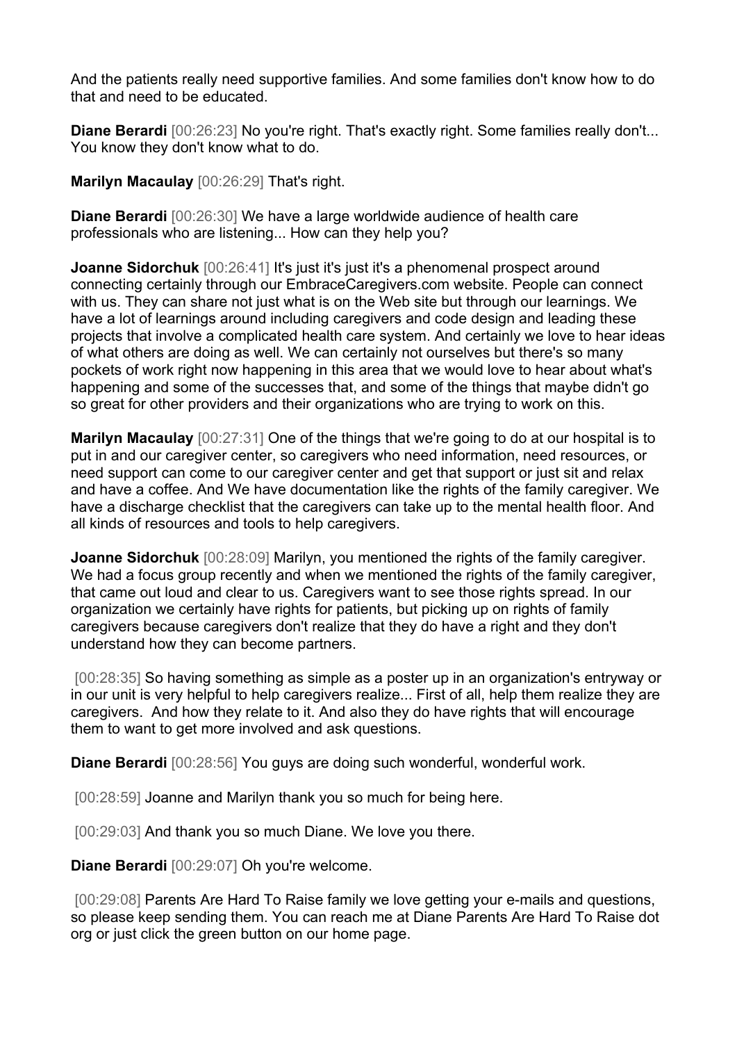And the patients really need supportive families. And some families don't know how to do that and need to be educated.

**Diane Berardi** [00:26:23] No you're right. That's exactly right. Some families really don't... You know they don't know what to do.

**Marilyn Macaulay** [00:26:29] That's right.

**Diane Berardi** [00:26:30] We have a large worldwide audience of health care professionals who are listening... How can they help you?

**Joanne Sidorchuk** [00:26:41] It's just it's just it's a phenomenal prospect around connecting certainly through our EmbraceCaregivers.com website. People can connect with us. They can share not just what is on the Web site but through our learnings. We have a lot of learnings around including caregivers and code design and leading these projects that involve a complicated health care system. And certainly we love to hear ideas of what others are doing as well. We can certainly not ourselves but there's so many pockets of work right now happening in this area that we would love to hear about what's happening and some of the successes that, and some of the things that maybe didn't go so great for other providers and their organizations who are trying to work on this.

**Marilyn Macaulay** [00:27:31] One of the things that we're going to do at our hospital is to put in and our caregiver center, so caregivers who need information, need resources, or need support can come to our caregiver center and get that support or just sit and relax and have a coffee. And We have documentation like the rights of the family caregiver. We have a discharge checklist that the caregivers can take up to the mental health floor. And all kinds of resources and tools to help caregivers.

**Joanne Sidorchuk** [00:28:09] Marilyn, you mentioned the rights of the family caregiver. We had a focus group recently and when we mentioned the rights of the family caregiver, that came out loud and clear to us. Caregivers want to see those rights spread. In our organization we certainly have rights for patients, but picking up on rights of family caregivers because caregivers don't realize that they do have a right and they don't understand how they can become partners.

[00:28:35] So having something as simple as a poster up in an organization's entryway or in our unit is very helpful to help caregivers realize... First of all, help them realize they are caregivers. And how they relate to it. And also they do have rights that will encourage them to want to get more involved and ask questions.

**Diane Berardi** [00:28:56] You guys are doing such wonderful, wonderful work.

[00:28:59] Joanne and Marilyn thank you so much for being here.

[00:29:03] And thank you so much Diane. We love you there.

**Diane Berardi** [00:29:07] Oh you're welcome.

[00:29:08] Parents Are Hard To Raise family we love getting your e-mails and questions, so please keep sending them. You can reach me at Diane Parents Are Hard To Raise dot org or just click the green button on our home page.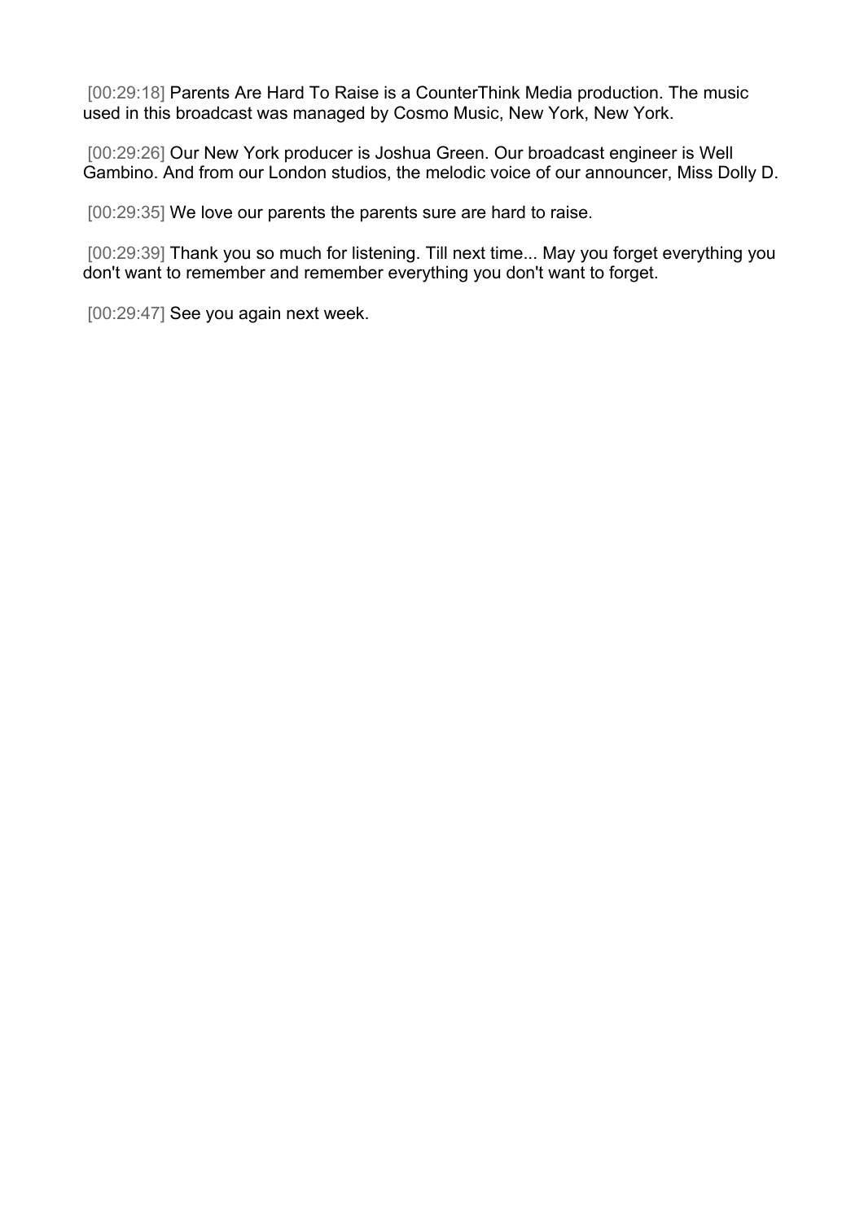[00:29:18] Parents Are Hard To Raise is a CounterThink Media production. The music used in this broadcast was managed by Cosmo Music, New York, New York.

[00:29:26] Our New York producer is Joshua Green. Our broadcast engineer is Well Gambino. And from our London studios, the melodic voice of our announcer, Miss Dolly D.

[00:29:35] We love our parents the parents sure are hard to raise.

[00:29:39] Thank you so much for listening. Till next time... May you forget everything you don't want to remember and remember everything you don't want to forget.

[00:29:47] See you again next week.